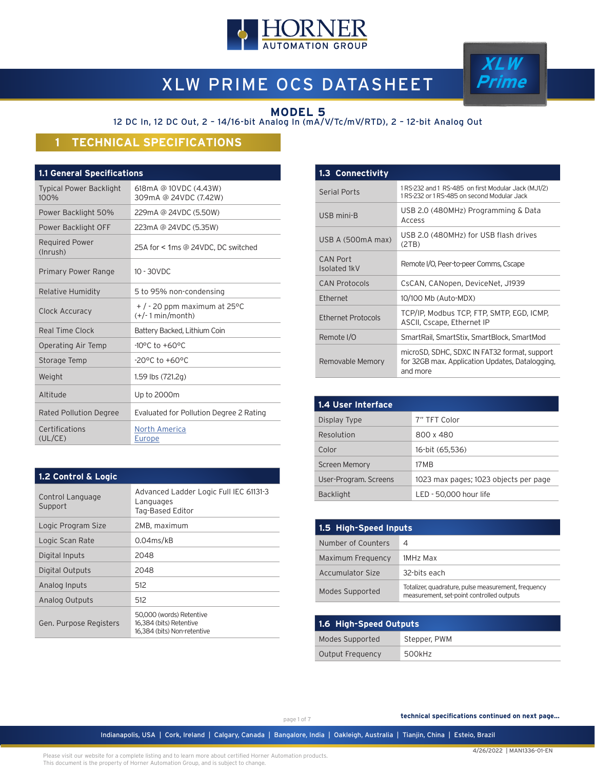# XLW PRIME OCS DATASHEET

## MODEL 5

12 DC In, 12 DC Out, 2 – 14/16-bit Analog In (mA/V/Tc/mV/RTD), 2 – 12-bit Analog Out

## 1 TECHNICAL SPECIFICATIONS

| 1.1 General Specifications | |
|---|---|
| Typical Power Backlight 100% | 618mA @ 10VDC (4.43W)<br>309mA @ 24VDC (7.42W) |
| Power Backlight 50% | 229mA @ 24VDC (5.50W) |
| Power Backlight OFF | 223mA @ 24VDC (5.35W) |
| Required Power (Inrush) | 25A for < 1ms @ 24VDC, DC switched |
| Primary Power Range | 10 - 30VDC |
| Relative Humidity | 5 to 95% non-condensing |
| Clock Accuracy | + / - 20 ppm maximum at 25°C (+/- 1 min/month) |
| Real Time Clock | Battery Backed, Lithium Coin |
| Operating Air Temp | -10°C to +60°C |
| Storage Temp | -20°C to +60°C |
| Weight | 1.59 lbs (721.2g) |
| Altitude | Up to 2000m |
| Rated Pollution Degree | Evaluated for Pollution Degree 2 Rating |
| Certifications (UL/CE) | North America<br>Europe |

| 1.2 Control & Logic | |
|---|---|
| Control Language Support | Advanced Ladder Logic Full IEC 61131-3 Languages<br>Tag-Based Editor |
| Logic Program Size | 2MB, maximum |
| Logic Scan Rate | 0.04ms/kB |
| Digital Inputs | 2048 |
| Digital Outputs | 2048 |
| Analog Inputs | 512 |
| Analog Outputs | 512 |
| Gen. Purpose Registers | 50,000 (words) Retentive<br>16,384 (bits) Retentive<br>16,384 (bits) Non-retentive |

| 1.3 Connectivity | |
|---|---|
| Serial Ports | 1 RS-232 and 1 RS-485 on first Modular Jack (MJ1/2)<br>1 RS-232 or 1 RS-485 on second Modular Jack |
| USB mini-B | USB 2.0 (480MHz) Programming & Data Access |
| USB A (500mA max) | USB 2.0 (480MHz) for USB flash drives (2TB) |
| CAN Port Isolated 1kV | Remote I/O, Peer-to-peer Comms, Cscape |
| CAN Protocols | CsCAN, CANopen, DeviceNet, J1939 |
| Ethernet | 10/100 Mb (Auto-MDX) |
| Ethernet Protocols | TCP/IP, Modbus TCP, FTP, SMTP, EGD, ICMP, ASCII, Cscape, Ethernet IP |
| Remote I/O | SmartRail, SmartStix, SmartBlock, SmartMod |
| Removable Memory | microSD, SDHC, SDXC IN FAT32 format, support for 32GB max. Application Updates, Datalogging, and more |

| 1.4 User Interface | |
|---|---|
| Display Type | 7" TFT Color |
| Resolution | 800 x 480 |
| Color | 16-bit (65,536) |
| Screen Memory | 17MB |
| User-Program. Screens | 1023 max pages; 1023 objects per page |
| Backlight | LED - 50,000 hour life |

| 1.5 High-Speed Inputs | |
|---|---|
| Number of Counters | 4 |
| Maximum Frequency | 1MHz Max |
| Accumulator Size | 32-bits each |
| Modes Supported | Totalizer, quadrature, pulse measurement, frequency measurement, set-point controlled outputs |

| 1.6 High-Speed Outputs | |
|---|---|
| Modes Supported | Stepper, PWM |
| Output Frequency | 500kHz |

**technical specifications continued on next page...**

Indianapolis, USA | Cork, Ireland | Calgary, Canada | Bangalore, India | Oakleigh, Australia | Tianjin, China | Esteio, Brazil

4/26/2022 | MAN1336-01-EN

Please visit our website for a complete listing and to learn more about certified Horner Automation products.
This document is the property of Horner Automation Group, and is subject to change.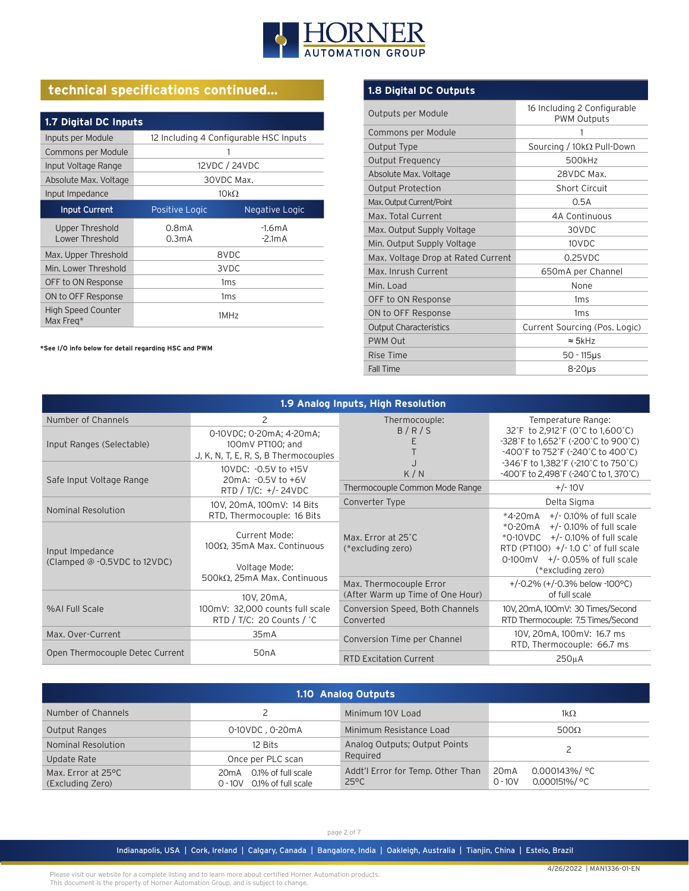## technical specifications continued...

### 1.7 Digital DC Inputs

| | | |
|---|---|---|
| Inputs per Module | 12 Including 4 Configurable HSC Inputs | |
| Commons per Module | 1 | |
| Input Voltage Range | 12VDC / 24VDC | |
| Absolute Max. Voltage | 30VDC Max. | |
| Input Impedance | 10kΩ | |
| **Input Current** | **Positive Logic** | **Negative Logic** |
| Upper Threshold<br>Lower Threshold | 0.8mA<br>0.3mA | -1.6mA<br>-2.1mA |
| Max. Upper Threshold | 8VDC | |
| Min. Lower Threshold | 3VDC | |
| OFF to ON Response | 1ms | |
| ON to OFF Response | 1ms | |
| High Speed Counter Max Freq* | 1MHz | |

**\*See I/O info below for detail regarding HSC and PWM**

### 1.8 Digital DC Outputs

| | |
|---|---|
| Outputs per Module | 16 Including 2 Configurable PWM Outputs |
| Commons per Module | 1 |
| Output Type | Sourcing / 10kΩ Pull-Down |
| Output Frequency | 500kHz |
| Absolute Max. Voltage | 28VDC Max. |
| Output Protection | Short Circuit |
| Max. Output Current/Point | 0.5A |
| Max. Total Current | 4A Continuous |
| Max. Output Supply Voltage | 30VDC |
| Min. Output Supply Voltage | 10VDC |
| Max. Voltage Drop at Rated Current | 0.25VDC |
| Max. Inrush Current | 650mA per Channel |
| Min. Load | None |
| OFF to ON Response | 1ms |
| ON to OFF Response | 1ms |
| Output Characteristics | Current Sourcing (Pos. Logic) |
| PWM Out | ≈ 5kHz |
| Rise Time | 50 - 115µs |
| Fall Time | 8-20µs |

### 1.9 Analog Inputs, High Resolution

| | | | |
|---|---|---|---|
| Number of Channels | 2 | Thermocouple:<br>B / R / S<br>E<br>T<br>J<br>K / N | Temperature Range:<br>32°F to 2,912°F (0°C to 1,600°C)<br>-328°F to 1,652°F (-200°C to 900°C)<br>-400°F to 752°F (-240°C to 400°C)<br>-346°F to 1,382°F (-210°C to 750°C)<br>-400°F to 2,498°F (-240°C to 1, 370°C) |
| Input Ranges (Selectable) | 0-10VDC; 0-20mA; 4-20mA; 100mV PT100; and J, K, N, T, E, R, S, B Thermocouples | | |
| Safe Input Voltage Range | 10VDC: -0.5V to +15V<br>20mA: -0.5V to +6V<br>RTD / T/C: +/- 24VDC | Thermocouple Common Mode Range | +/- 10V |
| Nominal Resolution | 10V, 20mA, 100mV: 14 Bits<br>RTD, Thermocouple: 16 Bits | Converter Type | Delta Sigma |
| Input Impedance (Clamped @ -0.5VDC to 12VDC) | Current Mode:<br>100Ω, 35mA Max. Continuous<br><br>Voltage Mode:<br>500kΩ, 25mA Max. Continuous | Max. Error at 25°C (*excluding zero) | *4-20mA +/- 0.10% of full scale<br>*0-20mA +/- 0.10% of full scale<br>*0-10VDC +/- 0.10% of full scale<br>RTD (PT100) +/- 1.0 C° of full scale<br>0-100mV +/- 0.05% of full scale<br>(*excluding zero) |
| | | Max. Thermocouple Error (After Warm up Time of One Hour) | +/-0.2% (+/-0.3% below -100°C) of full scale |
| %AI Full Scale | 10V, 20mA,<br>100mV: 32,000 counts full scale<br>RTD / T/C: 20 Counts / °C | Conversion Speed, Both Channels Converted | 10V, 20mA, 100mV: 30 Times/Second<br>RTD Thermocouple: 7.5 Times/Second |
| Max. Over-Current | 35mA | Conversion Time per Channel | 10V, 20mA, 100mV: 16.7 ms<br>RTD, Thermocouple: 66.7 ms |
| Open Thermocouple Detec Current | 50nA | RTD Excitation Current | 250µA |

### 1.10 Analog Outputs

| | | | |
|---|---|---|---|
| Number of Channels | 2 | Minimum 10V Load | 1kΩ |
| Output Ranges | 0-10VDC , 0-20mA | Minimum Resistance Load | 500Ω |
| Nominal Resolution | 12 Bits | Analog Outputs; Output Points Required | 2 |
| Update Rate | Once per PLC scan | | |
| Max. Error at 25°C (Excluding Zero) | 20mA 0.1% of full scale<br>0 - 10V 0.1% of full scale | Addt'l Error for Temp. Other Than 25°C | 20mA 0.000143%/ °C<br>0 - 10V 0.000151%/ °C |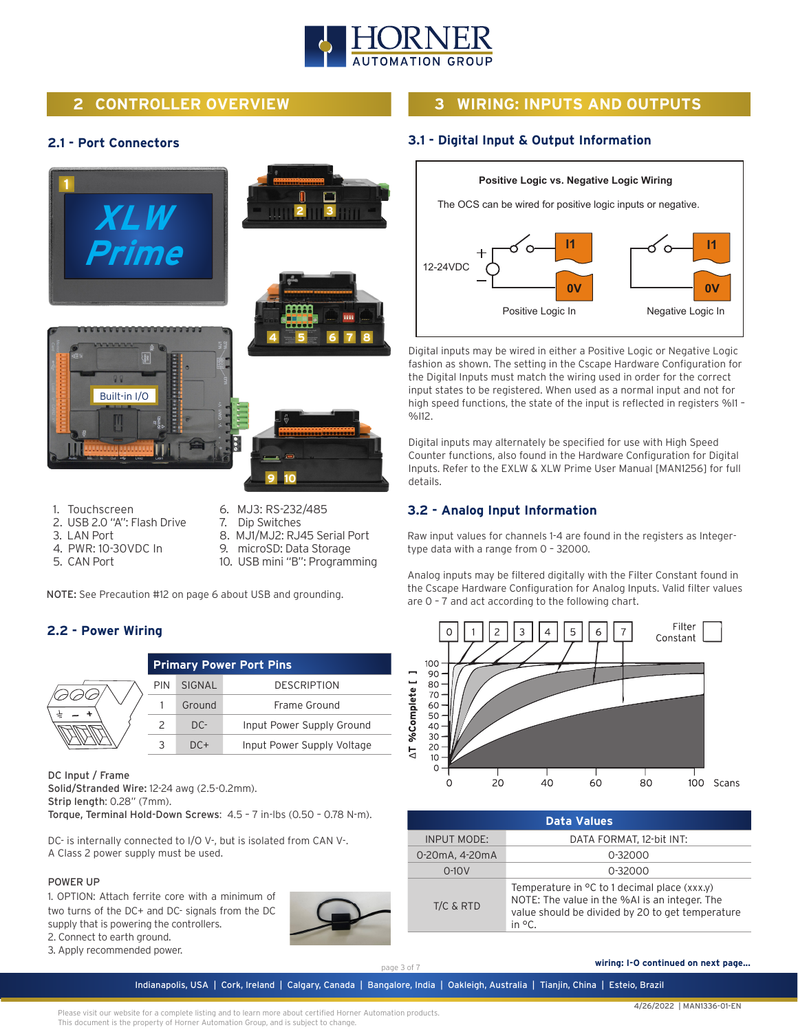## 2 CONTROLLER OVERVIEW

### 2.1 - Port Connectors

1. Touchscreen
2. USB 2.0 "A": Flash Drive
3. LAN Port
4. PWR: 10-30VDC In
5. CAN Port
6. MJ3: RS-232/485
7. Dip Switches
8. MJ1/MJ2: RJ45 Serial Port
9. microSD: Data Storage
10. USB mini "B": Programming

NOTE: See Precaution #12 on page 6 about USB and grounding.

### 2.2 - Power Wiring

| PIN | SIGNAL | DESCRIPTION |
|---|---|---|
| **Primary Power Port Pins** | | |
| 1 | Ground | Frame Ground |
| 2 | DC- | Input Power Supply Ground |
| 3 | DC+ | Input Power Supply Voltage |

DC Input / Frame
**Solid/Stranded Wire:** 12-24 awg (2.5-0.2mm).
Strip length: 0.28" (7mm).
**Torque, Terminal Hold-Down Screws:** 4.5 – 7 in-lbs (0.50 – 0.78 N-m).

DC- is internally connected to I/O V-, but is isolated from CAN V-.
A Class 2 power supply must be used.

POWER UP
1. OPTION: Attach ferrite core with a minimum of two turns of the DC+ and DC- signals from the DC supply that is powering the controllers.
2. Connect to earth ground.
3. Apply recommended power.

## 3 WIRING: INPUTS AND OUTPUTS

### 3.1 - Digital Input & Output Information

**Positive Logic vs. Negative Logic Wiring**

The OCS can be wired for positive logic inputs or negative.

12-24VDC — Positive Logic In (I1, 0V) — Negative Logic In (I1, 0V)

Digital inputs may be wired in either a Positive Logic or Negative Logic fashion as shown. The setting in the Cscape Hardware Configuration for the Digital Inputs must match the wiring used in order for the correct input states to be registered. When used as a normal input and not for high speed functions, the state of the input is reflected in registers %I1 – %I12.

Digital inputs may alternately be specified for use with High Speed Counter functions, also found in the Hardware Configuration for Digital Inputs. Refer to the EXLW & XLW Prime User Manual [MAN1256] for full details.

### 3.2 - Analog Input Information

Raw input values for channels 1-4 are found in the registers as Integer-type data with a range from 0 - 32000.

Analog inputs may be filtered digitally with the Filter Constant found in the Cscape Hardware Configuration for Analog Inputs. Valid filter values are 0 – 7 and act according to the following chart.

Filter Constant: 0, 1, 2, 3, 4, 5, 6, 7
Y-axis: ΔT %Complete [ ] (0–100); X-axis: Scans (0, 20, 40, 60, 80, 100)

| INPUT MODE: | DATA FORMAT, 12-bit INT: |
|---|---|
| **Data Values** | |
| 0-20mA, 4-20mA | 0-32000 |
| 0-10V | 0-32000 |
| T/C & RTD | Temperature in °C to 1 decimal place (xxx.y) NOTE: The value in the %AI is an integer. The value should be divided by 20 to get temperature in °C. |

**wiring: I-O continued on next page...**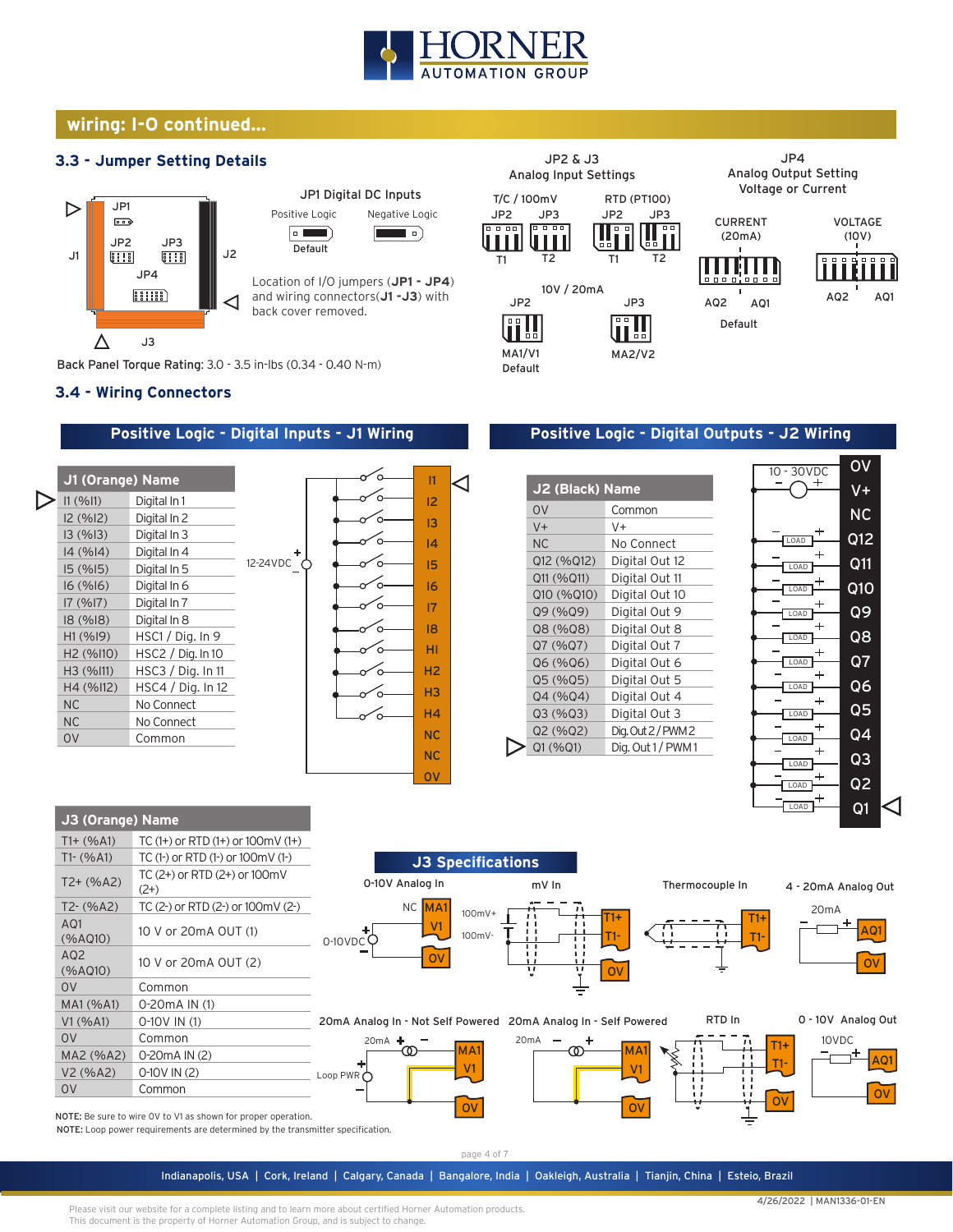## wiring: I-O continued...

### 3.3 - Jumper Setting Details

JP1 Digital DC Inputs

Positive Logic | Negative Logic

Default

Location of I/O jumpers (**JP1 - JP4**) and wiring connectors(**J1 -J3**) with back cover removed.

JP2 & J3 Analog Input Settings

T/C / 100mV: JP2, JP3 (T1, T2)

RTD (PT100): JP2, JP3 (T1, T2)

10V / 20mA: JP2 (MA1/V1 Default), JP3 (MA2/V2)

JP4 Analog Output Setting Voltage or Current

CURRENT (20mA): AQ2, AQ1 — Default

VOLTAGE (10V): AQ2, AQ1

Back Panel Torque Rating: 3.0 - 3.5 in-lbs (0.34 - 0.40 N-m)

### 3.4 - Wiring Connectors

#### Positive Logic - Digital Inputs - J1 Wiring

| J1 (Orange) Name | |
|---|---|
| I1 (%I1) | Digital In 1 |
| I2 (%I2) | Digital In 2 |
| I3 (%I3) | Digital In 3 |
| I4 (%I4) | Digital In 4 |
| I5 (%I5) | Digital In 5 |
| I6 (%I6) | Digital In 6 |
| I7 (%I7) | Digital In 7 |
| I8 (%I8) | Digital In 8 |
| H1 (%I9) | HSC1 / Dig. In 9 |
| H2 (%I10) | HSC2 / Dig. In 10 |
| H3 (%I11) | HSC3 / Dig. In 11 |
| H4 (%I12) | HSC4 / Dig. In 12 |
| NC | No Connect |
| NC | No Connect |
| 0V | Common |

12-24VDC

#### Positive Logic - Digital Outputs - J2 Wiring

| J2 (Black) Name | |
|---|---|
| 0V | Common |
| V+ | V+ |
| NC | No Connect |
| Q12 (%Q12) | Digital Out 12 |
| Q11 (%Q11) | Digital Out 11 |
| Q10 (%Q10) | Digital Out 10 |
| Q9 (%Q9) | Digital Out 9 |
| Q8 (%Q8) | Digital Out 8 |
| Q7 (%Q7) | Digital Out 7 |
| Q6 (%Q6) | Digital Out 6 |
| Q5 (%Q5) | Digital Out 5 |
| Q4 (%Q4) | Digital Out 4 |
| Q3 (%Q3) | Digital Out 3 |
| Q2 (%Q2) | Dig. Out 2 / PWM 2 |
| Q1 (%Q1) | Dig. Out 1 / PWM 1 |

10 - 30VDC

| J3 (Orange) Name | |
|---|---|
| T1+ (%AI1) | TC (1+) or RTD (1+) or 100mV (1+) |
| T1- (%AI1) | TC (1-) or RTD (1-) or 100mV (1-) |
| T2+ (%AI2) | TC (2+) or RTD (2+) or 100mV (2+) |
| T2- (%AI2) | TC (2-) or RTD (2-) or 100mV (2-) |
| AQ1 (%AQ10) | 10 V or 20mA OUT (1) |
| AQ2 (%AQ10) | 10 V or 20mA OUT (2) |
| 0V | Common |
| MA1 (%AI1) | 0-20mA IN (1) |
| V1 (%AI1) | 0-10V IN (1) |
| 0V | Common |
| MA2 (%AI2) | 0-20mA IN (2) |
| V2 (%AI2) | 0-10V IN (2) |
| 0V | Common |

#### J3 Specifications

0-10V Analog In | mV In | Thermocouple In | 4 - 20mA Analog Out

20mA Analog In - Not Self Powered | 20mA Analog In - Self Powered | RTD In | 0 - 10V Analog Out

NOTE: Be sure to wire 0V to V1 as shown for proper operation.

NOTE: Loop power requirements are determined by the transmitter specification.

Indianapolis, USA | Cork, Ireland | Calgary, Canada | Bangalore, India | Oakleigh, Australia | Tianjin, China | Esteio, Brazil

4/26/2022 | MAN1336-01-EN

Please visit our website for a complete listing and to learn more about certified Horner Automation products.
This document is the property of Horner Automation Group, and is subject to change.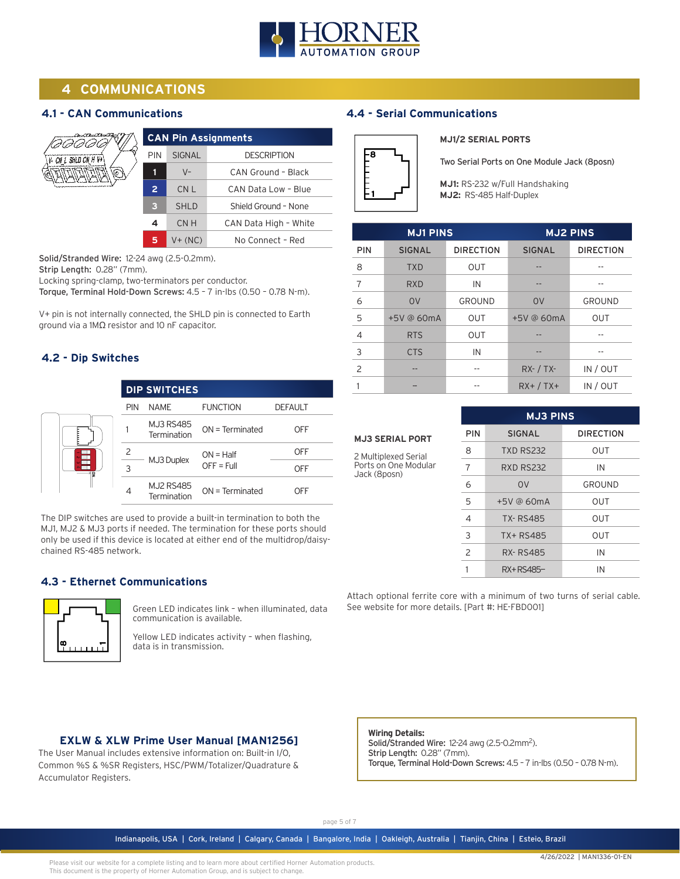# 4 COMMUNICATIONS

## 4.1 - CAN Communications

**CAN Pin Assignments**

| PIN | SIGNAL | DESCRIPTION |
|---|---|---|
| 1 | V- | CAN Ground - Black |
| 2 | CN L | CAN Data Low - Blue |
| 3 | SHLD | Shield Ground - None |
| 4 | CN H | CAN Data High - White |
| 5 | V+ (NC) | No Connect - Red |

**Solid/Stranded Wire:** 12-24 awg (2.5-0.2mm).
**Strip Length:** 0.28" (7mm).
Locking spring-clamp, two-terminators per conductor.
**Torque, Terminal Hold-Down Screws:** 4.5 – 7 in-lbs (0.50 – 0.78 N-m).

V+ pin is not internally connected, the SHLD pin is connected to Earth ground via a 1MΩ resistor and 10 nF capacitor.

## 4.2 - Dip Switches

**DIP SWITCHES**

| PIN | NAME | FUNCTION | DEFAULT |
|---|---|---|---|
| 1 | MJ3 RS485 Termination | ON = Terminated | OFF |
| 2 | MJ3 Duplex | ON = Half OFF = Full | OFF |
| 3 | | | OFF |
| 4 | MJ2 RS485 Termination | ON = Terminated | OFF |

The DIP switches are used to provide a built-in termination to both the MJ1, MJ2 & MJ3 ports if needed. The termination for these ports should only be used if this device is located at either end of the multidrop/daisy-chained RS-485 network.

## 4.3 - Ethernet Communications

Green LED indicates link – when illuminated, data communication is available.

Yellow LED indicates activity – when flashing, data is in transmission.

## 4.4 - Serial Communications

**MJ1/2 SERIAL PORTS**

Two Serial Ports on One Module Jack (8posn)

**MJ1:** RS-232 w/Full Handshaking
**MJ2:** RS-485 Half-Duplex

| | MJ1 PINS | | MJ2 PINS | |
|---|---|---|---|---|
| PIN | SIGNAL | DIRECTION | SIGNAL | DIRECTION |
| 8 | TXD | OUT | -- | -- |
| 7 | RXD | IN | -- | -- |
| 6 | 0V | GROUND | 0V | GROUND |
| 5 | +5V @ 60mA | OUT | +5V @ 60mA | OUT |
| 4 | RTS | OUT | -- | -- |
| 3 | CTS | IN | -- | -- |
| 2 | -- | -- | RX- / TX- | IN / OUT |
| 1 | -- | -- | RX+ / TX+ | IN / OUT |

**MJ3 SERIAL PORT**

2 Multiplexed Serial Ports on One Modular Jack (8posn)

| MJ3 PINS | | |
|---|---|---|
| PIN | SIGNAL | DIRECTION |
| 8 | TXD RS232 | OUT |
| 7 | RXD RS232 | IN |
| 6 | 0V | GROUND |
| 5 | +5V @ 60mA | OUT |
| 4 | TX- RS485 | OUT |
| 3 | TX+ RS485 | OUT |
| 2 | RX- RS485 | IN |
| 1 | RX+ RS485 | IN |

Attach optional ferrite core with a minimum of two turns of serial cable. See website for more details. [Part #: HE-FBD001]

### EXLW & XLW Prime User Manual [MAN1256]

The User Manual includes extensive information on: Built-in I/O, Common %S & %SR Registers, HSC/PWM/Totalizer/Quadrature & Accumulator Registers.

**Wiring Details:**
**Solid/Stranded Wire:** 12-24 awg (2.5-0.2mm$^2$).
**Strip Length:** 0.28" (7mm).
**Torque, Terminal Hold-Down Screws:** 4.5 – 7 in-lbs (0.50 – 0.78 N-m).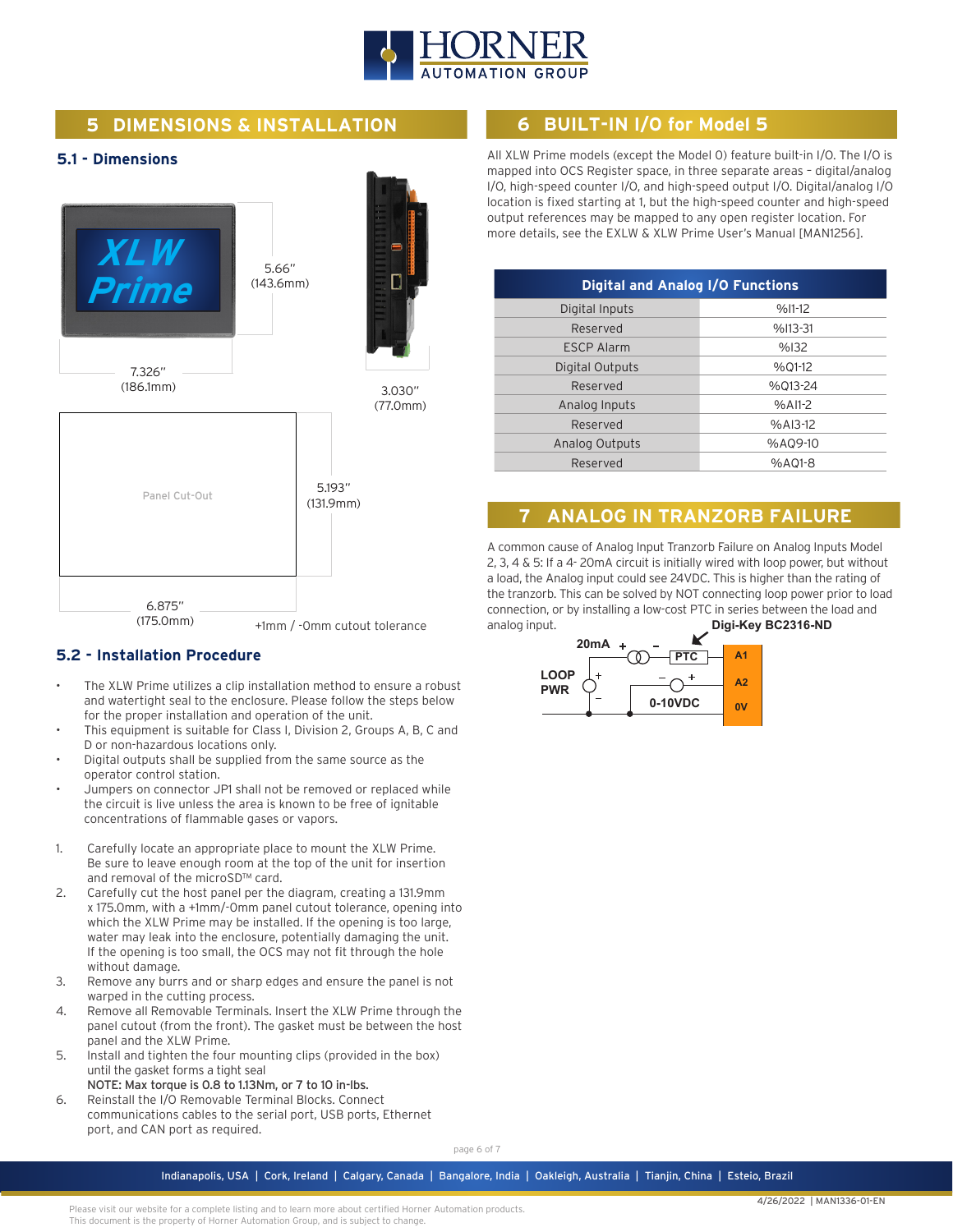## 5 DIMENSIONS & INSTALLATION

### 5.1 - Dimensions

XLW Prime

5.66" (143.6mm)

7.326" (186.1mm)

3.030" (77.0mm)

Panel Cut-Out

5.193" (131.9mm)

6.875" (175.0mm)

+1mm / -0mm cutout tolerance

### 5.2 - Installation Procedure

- The XLW Prime utilizes a clip installation method to ensure a robust and watertight seal to the enclosure. Please follow the steps below for the proper installation and operation of the unit.
- This equipment is suitable for Class I, Division 2, Groups A, B, C and D or non-hazardous locations only.
- Digital outputs shall be supplied from the same source as the operator control station.
- Jumpers on connector JP1 shall not be removed or replaced while the circuit is live unless the area is known to be free of ignitable concentrations of flammable gases or vapors.

1. Carefully locate an appropriate place to mount the XLW Prime. Be sure to leave enough room at the top of the unit for insertion and removal of the microSD™ card.
2. Carefully cut the host panel per the diagram, creating a 131.9mm x 175.0mm, with a +1mm/-0mm panel cutout tolerance, opening into which the XLW Prime may be installed. If the opening is too large, water may leak into the enclosure, potentially damaging the unit. If the opening is too small, the OCS may not fit through the hole without damage.
3. Remove any burrs and or sharp edges and ensure the panel is not warped in the cutting process.
4. Remove all Removable Terminals. Insert the XLW Prime through the panel cutout (from the front). The gasket must be between the host panel and the XLW Prime.
5. Install and tighten the four mounting clips (provided in the box) until the gasket forms a tight seal
   NOTE: Max torque is 0.8 to 1.13Nm, or 7 to 10 in-lbs.
6. Reinstall the I/O Removable Terminal Blocks. Connect communications cables to the serial port, USB ports, Ethernet port, and CAN port as required.

## 6 BUILT-IN I/O for Model 5

All XLW Prime models (except the Model 0) feature built-in I/O. The I/O is mapped into OCS Register space, in three separate areas – digital/analog I/O, high-speed counter I/O, and high-speed output I/O. Digital/analog I/O location is fixed starting at 1, but the high-speed counter and high-speed output references may be mapped to any open register location. For more details, see the EXLW & XLW Prime User's Manual [MAN1256].

| Digital and Analog I/O Functions | |
|---|---|
| Digital Inputs | %I1-12 |
| Reserved | %I13-31 |
| ESCP Alarm | %I32 |
| Digital Outputs | %Q1-12 |
| Reserved | %Q13-24 |
| Analog Inputs | %AI1-2 |
| Reserved | %AI3-12 |
| Analog Outputs | %AQ9-10 |
| Reserved | %AQ1-8 |

## 7 ANALOG IN TRANZORB FAILURE

A common cause of Analog Input Tranzorb Failure on Analog Inputs Model 2, 3, 4 & 5: If a 4- 20mA circuit is initially wired with loop power, but without a load, the Analog input could see 24VDC. This is higher than the rating of the tranzorb. This can be solved by NOT connecting loop power prior to load connection, or by installing a low-cost PTC in series between the load and analog input.

Digi-Key BC2316-ND

20mA + – PTC A1

LOOP PWR + – – + A2

0-10VDC 0V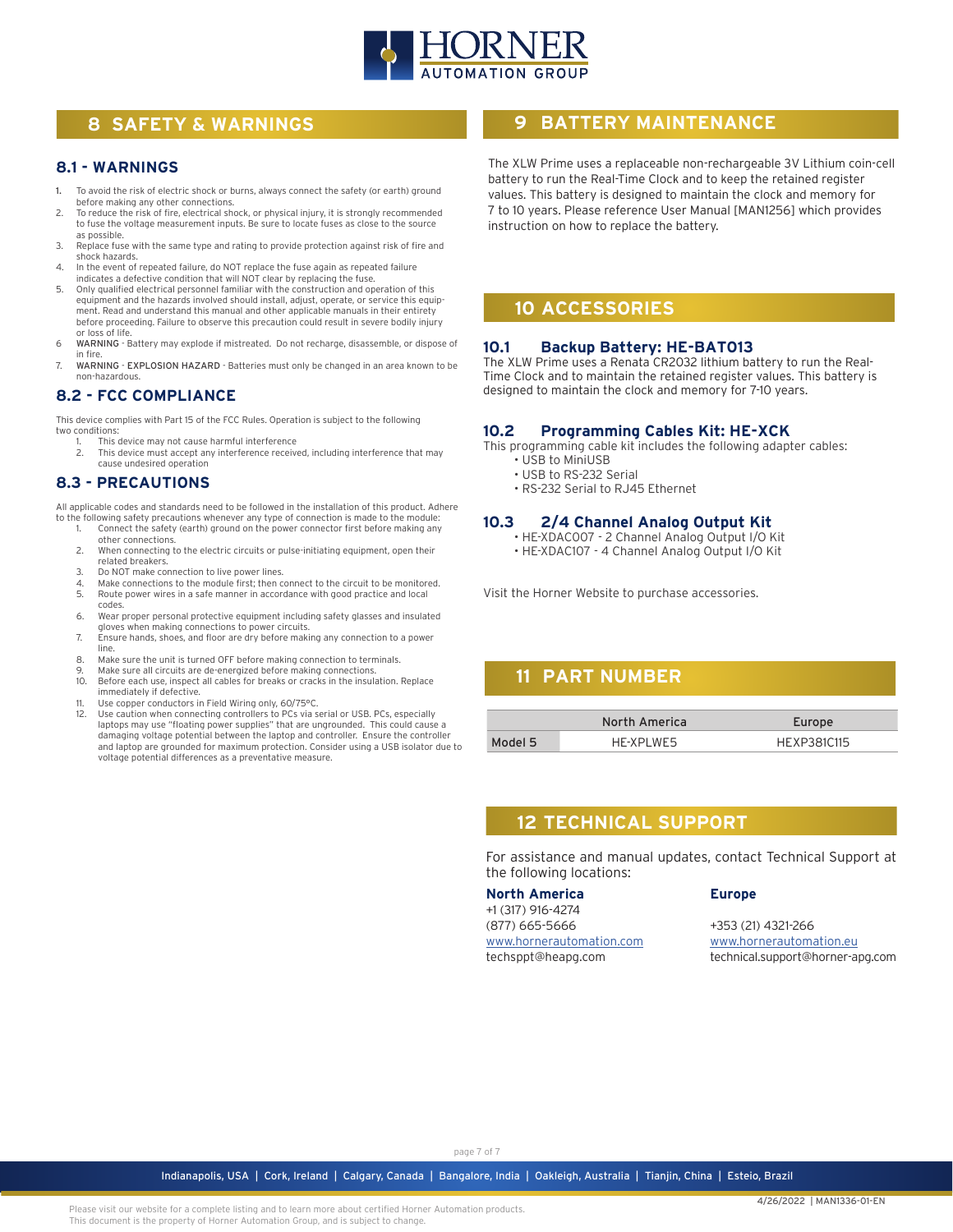# 8 SAFETY & WARNINGS

## 8.1 - WARNINGS

1. To avoid the risk of electric shock or burns, always connect the safety (or earth) ground before making any other connections.
2. To reduce the risk of fire, electrical shock, or physical injury, it is strongly recommended to fuse the voltage measurement inputs. Be sure to locate fuses as close to the source as possible.
3. Replace fuse with the same type and rating to provide protection against risk of fire and shock hazards.
4. In the event of repeated failure, do NOT replace the fuse again as repeated failure indicates a defective condition that will NOT clear by replacing the fuse.
5. Only qualified electrical personnel familiar with the construction and operation of this equipment and the hazards involved should install, adjust, operate, or service this equipment. Read and understand this manual and other applicable manuals in their entirety before proceeding. Failure to observe this precaution could result in severe bodily injury or loss of life.
6. WARNING - Battery may explode if mistreated. Do not recharge, disassemble, or dispose of in fire.
7. WARNING - EXPLOSION HAZARD - Batteries must only be changed in an area known to be non-hazardous.

## 8.2 - FCC COMPLIANCE

This device complies with Part 15 of the FCC Rules. Operation is subject to the following two conditions:

1. This device may not cause harmful interference
2. This device must accept any interference received, including interference that may cause undesired operation

## 8.3 - PRECAUTIONS

All applicable codes and standards need to be followed in the installation of this product. Adhere to the following safety precautions whenever any type of connection is made to the module:

1. Connect the safety (earth) ground on the power connector first before making any other connections.
2. When connecting to the electric circuits or pulse-initiating equipment, open their related breakers.
3. Do NOT make connection to live power lines.
4. Make connections to the module first; then connect to the circuit to be monitored.
5. Route power wires in a safe manner in accordance with good practice and local codes.
6. Wear proper personal protective equipment including safety glasses and insulated gloves when making connections to power circuits.
7. Ensure hands, shoes, and floor are dry before making any connection to a power line.
8. Make sure the unit is turned OFF before making connection to terminals.
9. Make sure all circuits are de-energized before making connections.
10. Before each use, inspect all cables for breaks or cracks in the insulation. Replace immediately if defective.
11. Use copper conductors in Field Wiring only, 60/75°C.
12. Use caution when connecting controllers to PCs via serial or USB. PCs, especially laptops may use "floating power supplies" that are ungrounded. This could cause a damaging voltage potential between the laptop and controller. Ensure the controller and laptop are grounded for maximum protection. Consider using a USB isolator due to voltage potential differences as a preventative measure.

# 9 BATTERY MAINTENANCE

The XLW Prime uses a replaceable non-rechargeable 3V Lithium coin-cell battery to run the Real-Time Clock and to keep the retained register values. This battery is designed to maintain the clock and memory for 7 to 10 years. Please reference User Manual [MAN1256] which provides instruction on how to replace the battery.

# 10 ACCESSORIES

## 10.1 Backup Battery: HE-BAT013

The XLW Prime uses a Renata CR2032 lithium battery to run the Real-Time Clock and to maintain the retained register values. This battery is designed to maintain the clock and memory for 7-10 years.

## 10.2 Programming Cables Kit: HE-XCK

This programming cable kit includes the following adapter cables:

- USB to MiniUSB
- USB to RS-232 Serial
- RS-232 Serial to RJ45 Ethernet

## 10.3 2/4 Channel Analog Output Kit

- HE-XDAC007 - 2 Channel Analog Output I/O Kit
- HE-XDAC107 - 4 Channel Analog Output I/O Kit

Visit the Horner Website to purchase accessories.

# 11 PART NUMBER

| | North America | Europe |
|---|---|---|
| Model 5 | HE-XPLWE5 | HEXP381C115 |

# 12 TECHNICAL SUPPORT

For assistance and manual updates, contact Technical Support at the following locations:

**North America**
+1 (317) 916-4274
(877) 665-5666
www.hornerautomation.com
techsppt@heapg.com

**Europe**
+353 (21) 4321-266
www.hornerautomation.eu
technical.support@horner-apg.com

Indianapolis, USA | Cork, Ireland | Calgary, Canada | Bangalore, India | Oakleigh, Australia | Tianjin, China | Esteio, Brazil

Please visit our website for a complete listing and to learn more about certified Horner Automation products.
This document is the property of Horner Automation Group, and is subject to change.

4/26/2022 | MAN1336-01-EN